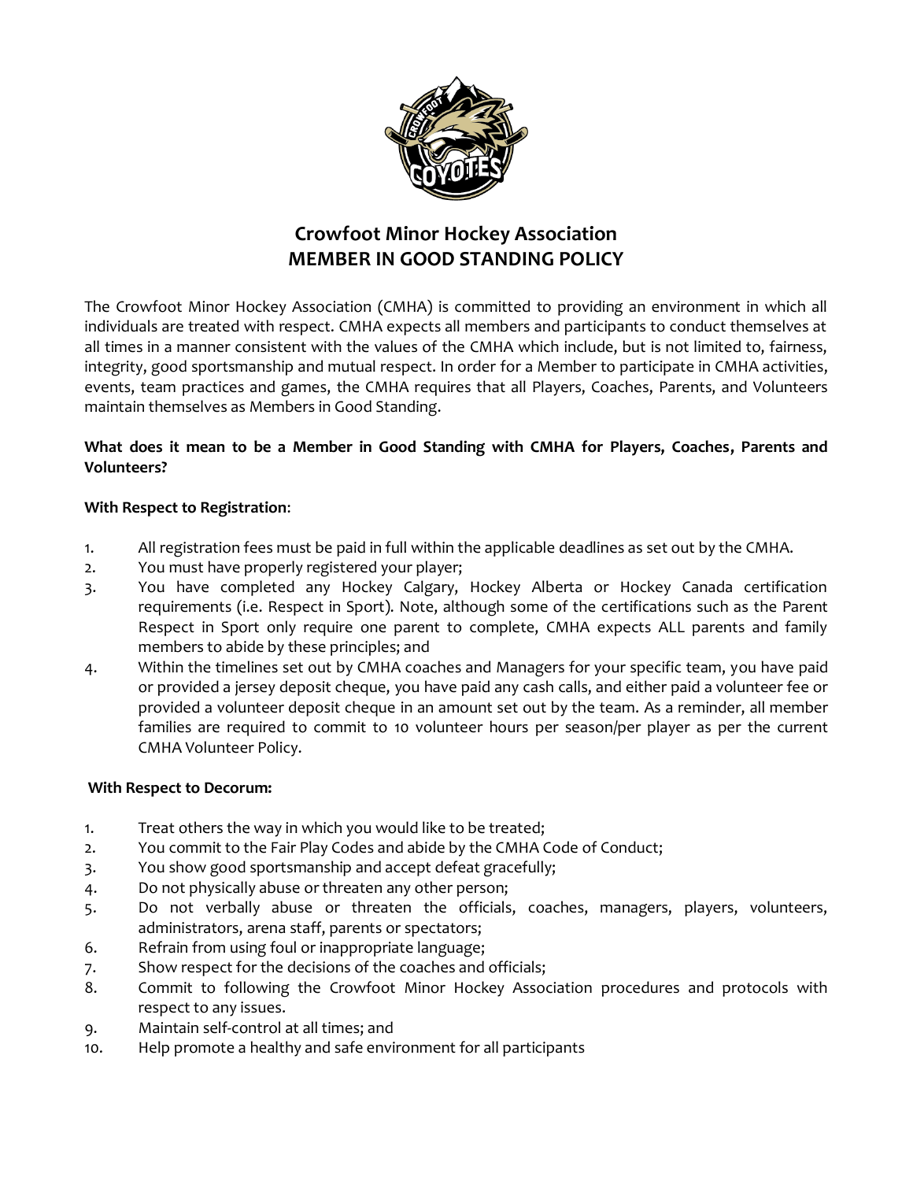# Crowfoot Minor Hockey Association
# MEMBER IN GOOD STANDING POLICY

The Crowfoot Minor Hockey Association (CMHA) is committed to providing an environment in which all individuals are treated with respect. CMHA expects all members and participants to conduct themselves at all times in a manner consistent with the values of the CMHA which include, but is not limited to, fairness, integrity, good sportsmanship and mutual respect. In order for a Member to participate in CMHA activities, events, team practices and games, the CMHA requires that all Players, Coaches, Parents, and Volunteers maintain themselves as Members in Good Standing.

**What does it mean to be a Member in Good Standing with CMHA for Players, Coaches, Parents and Volunteers?**

**With Respect to Registration**:

1. All registration fees must be paid in full within the applicable deadlines as set out by the CMHA.
2. You must have properly registered your player;
3. You have completed any Hockey Calgary, Hockey Alberta or Hockey Canada certification requirements (i.e. Respect in Sport). Note, although some of the certifications such as the Parent Respect in Sport only require one parent to complete, CMHA expects ALL parents and family members to abide by these principles; and
4. Within the timelines set out by CMHA coaches and Managers for your specific team, you have paid or provided a jersey deposit cheque, you have paid any cash calls, and either paid a volunteer fee or provided a volunteer deposit cheque in an amount set out by the team. As a reminder, all member families are required to commit to 10 volunteer hours per season/per player as per the current CMHA Volunteer Policy.

**With Respect to Decorum:**

1. Treat others the way in which you would like to be treated;
2. You commit to the Fair Play Codes and abide by the CMHA Code of Conduct;
3. You show good sportsmanship and accept defeat gracefully;
4. Do not physically abuse or threaten any other person;
5. Do not verbally abuse or threaten the officials, coaches, managers, players, volunteers, administrators, arena staff, parents or spectators;
6. Refrain from using foul or inappropriate language;
7. Show respect for the decisions of the coaches and officials;
8. Commit to following the Crowfoot Minor Hockey Association procedures and protocols with respect to any issues.
9. Maintain self-control at all times; and
10. Help promote a healthy and safe environment for all participants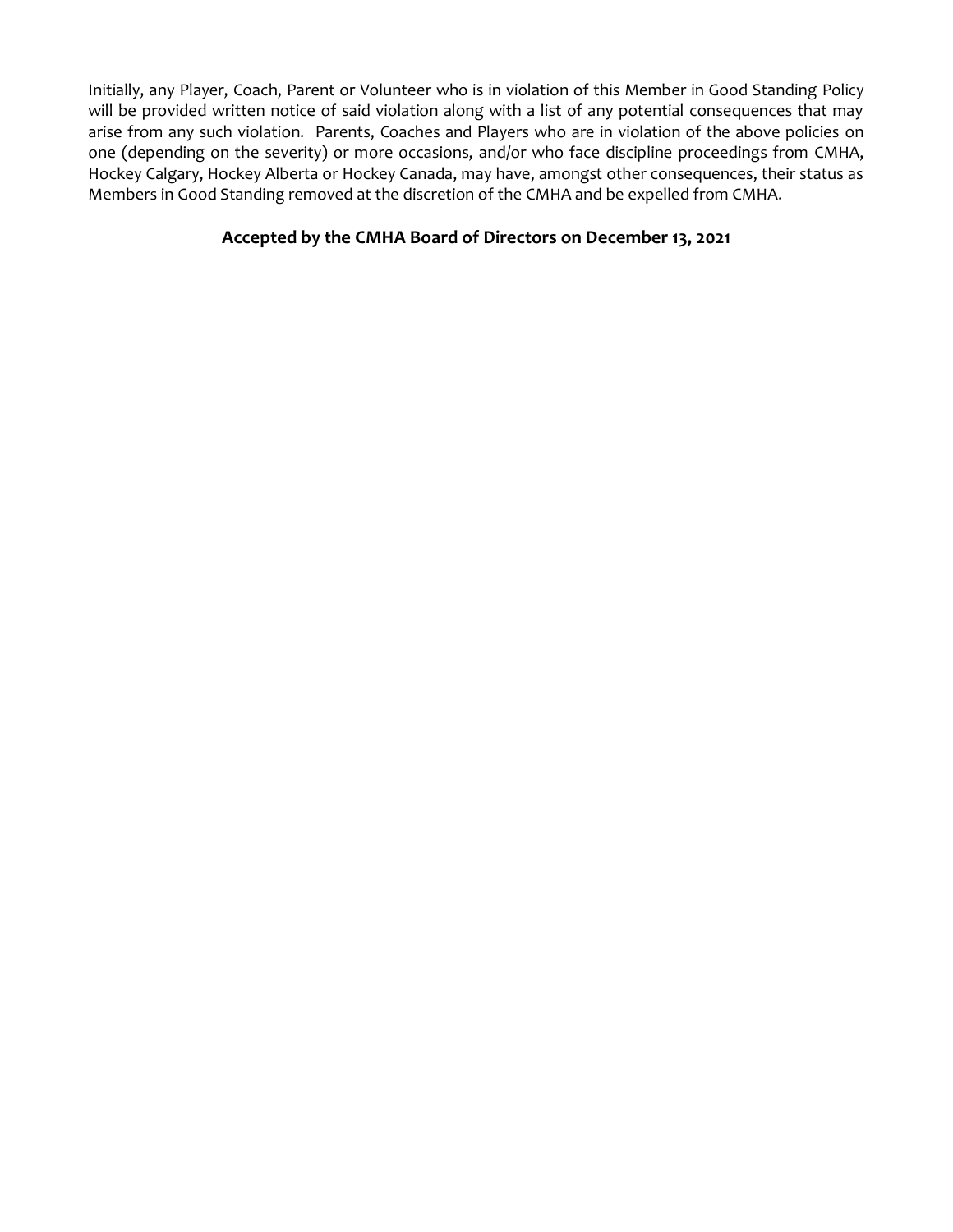Initially, any Player, Coach, Parent or Volunteer who is in violation of this Member in Good Standing Policy will be provided written notice of said violation along with a list of any potential consequences that may arise from any such violation. Parents, Coaches and Players who are in violation of the above policies on one (depending on the severity) or more occasions, and/or who face discipline proceedings from CMHA, Hockey Calgary, Hockey Alberta or Hockey Canada, may have, amongst other consequences, their status as Members in Good Standing removed at the discretion of the CMHA and be expelled from CMHA.

**Accepted by the CMHA Board of Directors on December 13, 2021**